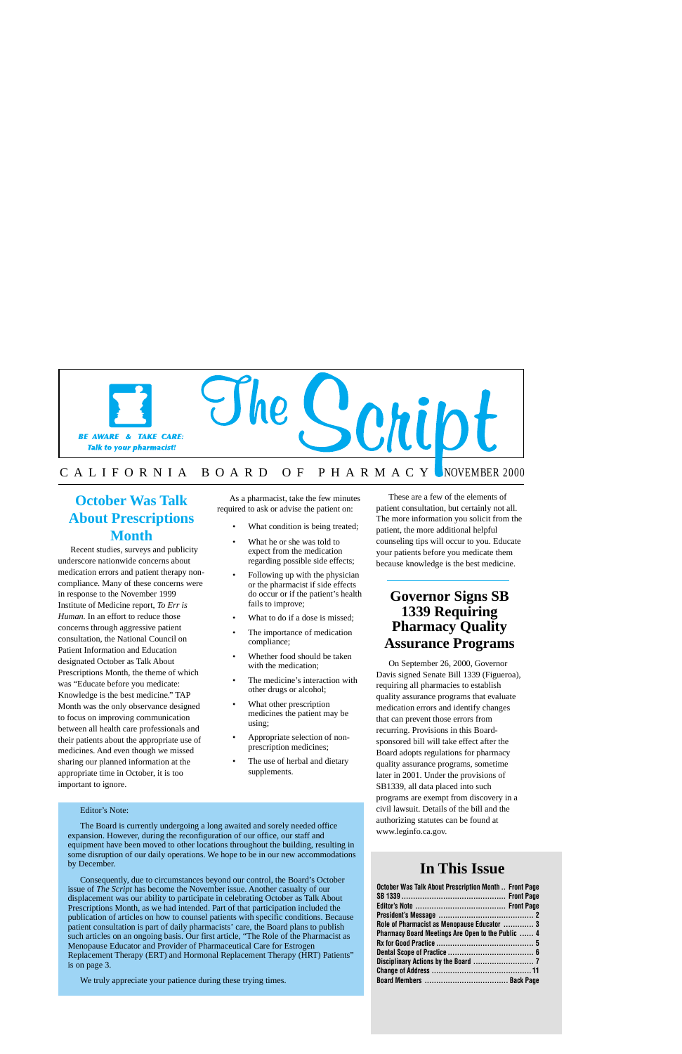# The Script

BE AWARE & TAKE CARE: Talk to your pharmacist!

CALIFORNIA BOARD OF PHARMACY NOVEMBER 2000

## October Was Talk About Prescriptions Month

Recent studies, surveys and publicity underscore nationwide concerns about medication errors and patient therapy non-compliance. Many of these concerns were in response to the November 1999 Institute of Medicine report, *To Err is Human.* In an effort to reduce those concerns through aggressive patient consultation, the National Council on Patient Information and Education designated October as Talk About Prescriptions Month, the theme of which was "Educate before you medicate: Knowledge is the best medicine." TAP Month was the only observance designed to focus on improving communication between all health care professionals and their patients about the appropriate use of medicines. And even though we missed sharing our planned information at the appropriate time in October, it is too important to ignore.

As a pharmacist, take the few minutes required to ask or advise the patient on:

- What condition is being treated;
- What he or she was told to expect from the medication regarding possible side effects;
- Following up with the physician or the pharmacist if side effects do occur or if the patient's health fails to improve;
- What to do if a dose is missed;
- The importance of medication compliance;
- Whether food should be taken with the medication;
- The medicine's interaction with other drugs or alcohol;
- What other prescription medicines the patient may be using;
- Appropriate selection of non-prescription medicines;
- The use of herbal and dietary supplements.

These are a few of the elements of patient consultation, but certainly not all. The more information you solicit from the patient, the more additional helpful counseling tips will occur to you. Educate your patients before you medicate them because knowledge is the best medicine.

## Governor Signs SB 1339 Requiring Pharmacy Quality Assurance Programs

On September 26, 2000, Governor Davis signed Senate Bill 1339 (Figueroa), requiring all pharmacies to establish quality assurance programs that evaluate medication errors and identify changes that can prevent those errors from recurring. Provisions in this Board-sponsored bill will take effect after the Board adopts regulations for pharmacy quality assurance programs, sometime later in 2001. Under the provisions of SB1339, all data placed into such programs are exempt from discovery in a civil lawsuit. Details of the bill and the authorizing statutes can be found at www.leginfo.ca.gov.

---

Editor's Note:

The Board is currently undergoing a long awaited and sorely needed office expansion. However, during the reconfiguration of our office, our staff and equipment have been moved to other locations throughout the building, resulting in some disruption of our daily operations. We hope to be in our new accommodations by December.

Consequently, due to circumstances beyond our control, the Board's October issue of *The Script* has become the November issue. Another casualty of our displacement was our ability to participate in celebrating October as Talk About Prescriptions Month, as we had intended. Part of that participation included the publication of articles on how to counsel patients with specific conditions. Because patient consultation is part of daily pharmacists' care, the Board plans to publish such articles on an ongoing basis. Our first article, "The Role of the Pharmacist as Menopause Educator and Provider of Pharmaceutical Care for Estrogen Replacement Therapy (ERT) and Hormonal Replacement Therapy (HRT) Patients" is on page 3.

We truly appreciate your patience during these trying times.

---

## In This Issue

| | |
|---|---|
| October Was Talk About Prescription Month | Front Page |
| SB 1339 | Front Page |
| Editor's Note | Front Page |
| President's Message | 2 |
| Role of Pharmacist as Menopause Educator | 3 |
| Pharmacy Board Meetings Are Open to the Public | 4 |
| Rx for Good Practice | 5 |
| Dental Scope of Practice | 6 |
| Disciplinary Actions by the Board | 7 |
| Change of Address | 11 |
| Board Members | Back Page |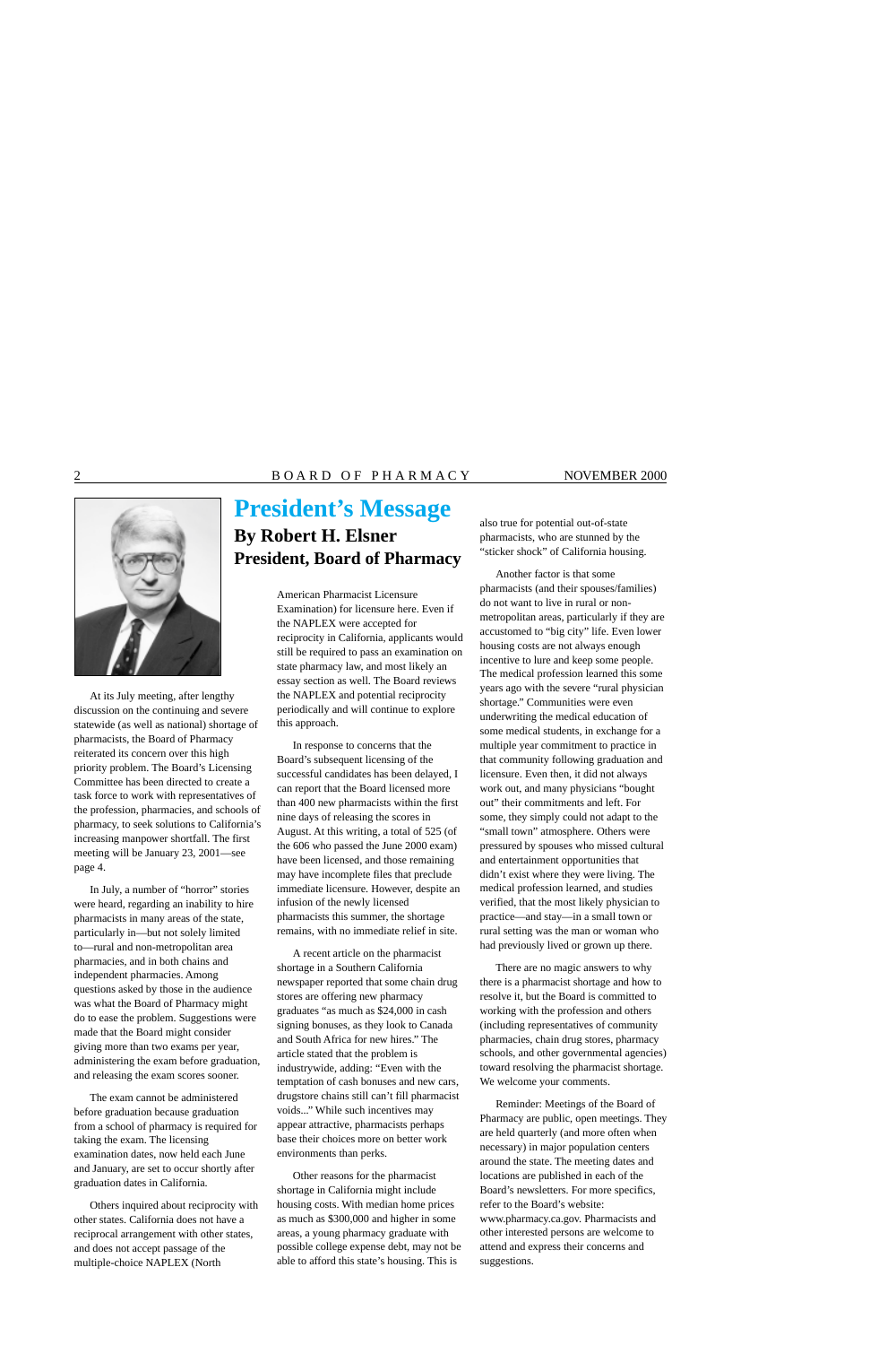## President's Message

### By Robert H. Elsner
### President, Board of Pharmacy

At its July meeting, after lengthy discussion on the continuing and severe statewide (as well as national) shortage of pharmacists, the Board of Pharmacy reiterated its concern over this high priority problem. The Board's Licensing Committee has been directed to create a task force to work with representatives of the profession, pharmacies, and schools of pharmacy, to seek solutions to California's increasing manpower shortfall. The first meeting will be January 23, 2001—see page 4.

In July, a number of "horror" stories were heard, regarding an inability to hire pharmacists in many areas of the state, particularly in—but not solely limited to—rural and non-metropolitan area pharmacies, and in both chains and independent pharmacies. Among questions asked by those in the audience was what the Board of Pharmacy might do to ease the problem. Suggestions were made that the Board might consider giving more than two exams per year, administering the exam before graduation, and releasing the exam scores sooner.

The exam cannot be administered before graduation because graduation from a school of pharmacy is required for taking the exam. The licensing examination dates, now held each June and January, are set to occur shortly after graduation dates in California.

Others inquired about reciprocity with other states. California does not have a reciprocal arrangement with other states, and does not accept passage of the multiple-choice NAPLEX (North American Pharmacist Licensure Examination) for licensure here. Even if the NAPLEX were accepted for reciprocity in California, applicants would still be required to pass an examination on state pharmacy law, and most likely an essay section as well. The Board reviews the NAPLEX and potential reciprocity periodically and will continue to explore this approach.

In response to concerns that the Board's subsequent licensing of the successful candidates has been delayed, I can report that the Board licensed more than 400 new pharmacists within the first nine days of releasing the scores in August. At this writing, a total of 525 (of the 606 who passed the June 2000 exam) have been licensed, and those remaining may have incomplete files that preclude immediate licensure. However, despite an infusion of the newly licensed pharmacists this summer, the shortage remains, with no immediate relief in site.

A recent article on the pharmacist shortage in a Southern California newspaper reported that some chain drug stores are offering new pharmacy graduates "as much as $24,000 in cash signing bonuses, as they look to Canada and South Africa for new hires." The article stated that the problem is industrywide, adding: "Even with the temptation of cash bonuses and new cars, drugstore chains still can't fill pharmacist voids..." While such incentives may appear attractive, pharmacists perhaps base their choices more on better work environments than perks.

Other reasons for the pharmacist shortage in California might include housing costs. With median home prices as much as $300,000 and higher in some areas, a young pharmacy graduate with possible college expense debt, may not be able to afford this state's housing. This is also true for potential out-of-state pharmacists, who are stunned by the "sticker shock" of California housing.

Another factor is that some pharmacists (and their spouses/families) do not want to live in rural or non-metropolitan areas, particularly if they are accustomed to "big city" life. Even lower housing costs are not always enough incentive to lure and keep some people. The medical profession learned this some years ago with the severe "rural physician shortage." Communities were even underwriting the medical education of some medical students, in exchange for a multiple year commitment to practice in that community following graduation and licensure. Even then, it did not always work out, and many physicians "bought out" their commitments and left. For some, they simply could not adapt to the "small town" atmosphere. Others were pressured by spouses who missed cultural and entertainment opportunities that didn't exist where they were living. The medical profession learned, and studies verified, that the most likely physician to practice—and stay—in a small town or rural setting was the man or woman who had previously lived or grown up there.

There are no magic answers to why there is a pharmacist shortage and how to resolve it, but the Board is committed to working with the profession and others (including representatives of community pharmacies, chain drug stores, pharmacy schools, and other governmental agencies) toward resolving the pharmacist shortage. We welcome your comments.

Reminder: Meetings of the Board of Pharmacy are public, open meetings. They are held quarterly (and more often when necessary) in major population centers around the state. The meeting dates and locations are published in each of the Board's newsletters. For more specifics, refer to the Board's website: www.pharmacy.ca.gov. Pharmacists and other interested persons are welcome to attend and express their concerns and suggestions.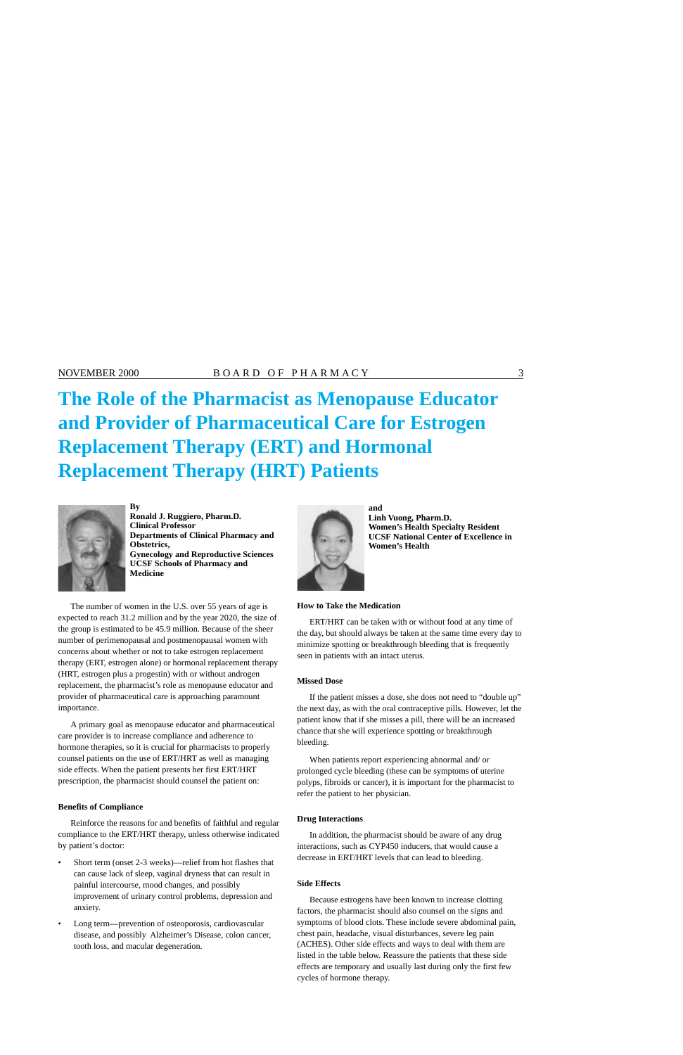# The Role of the Pharmacist as Menopause Educator and Provider of Pharmaceutical Care for Estrogen Replacement Therapy (ERT) and Hormonal Replacement Therapy (HRT) Patients

**By**
**Ronald J. Ruggiero, Pharm.D.**
**Clinical Professor**
**Departments of Clinical Pharmacy and Obstetrics,**
**Gynecology and Reproductive Sciences**
**UCSF Schools of Pharmacy and Medicine**

**and**
**Linh Vuong, Pharm.D.**
**Women's Health Specialty Resident**
**UCSF National Center of Excellence in Women's Health**

The number of women in the U.S. over 55 years of age is expected to reach 31.2 million and by the year 2020, the size of the group is estimated to be 45.9 million. Because of the sheer number of perimenopausal and postmenopausal women with concerns about whether or not to take estrogen replacement therapy (ERT, estrogen alone) or hormonal replacement therapy (HRT, estrogen plus a progestin) with or without androgen replacement, the pharmacist's role as menopause educator and provider of pharmaceutical care is approaching paramount importance.

A primary goal as menopause educator and pharmaceutical care provider is to increase compliance and adherence to hormone therapies, so it is crucial for pharmacists to properly counsel patients on the use of ERT/HRT as well as managing side effects. When the patient presents her first ERT/HRT prescription, the pharmacist should counsel the patient on:

### Benefits of Compliance

Reinforce the reasons for and benefits of faithful and regular compliance to the ERT/HRT therapy, unless otherwise indicated by patient's doctor:

- Short term (onset 2-3 weeks)—relief from hot flashes that can cause lack of sleep, vaginal dryness that can result in painful intercourse, mood changes, and possibly improvement of urinary control problems, depression and anxiety.
- Long term—prevention of osteoporosis, cardiovascular disease, and possibly Alzheimer's Disease, colon cancer, tooth loss, and macular degeneration.

### How to Take the Medication

ERT/HRT can be taken with or without food at any time of the day, but should always be taken at the same time every day to minimize spotting or breakthrough bleeding that is frequently seen in patients with an intact uterus.

### Missed Dose

If the patient misses a dose, she does not need to "double up" the next day, as with the oral contraceptive pills. However, let the patient know that if she misses a pill, there will be an increased chance that she will experience spotting or breakthrough bleeding.

When patients report experiencing abnormal and/ or prolonged cycle bleeding (these can be symptoms of uterine polyps, fibroids or cancer), it is important for the pharmacist to refer the patient to her physician.

### Drug Interactions

In addition, the pharmacist should be aware of any drug interactions, such as CYP450 inducers, that would cause a decrease in ERT/HRT levels that can lead to bleeding.

### Side Effects

Because estrogens have been known to increase clotting factors, the pharmacist should also counsel on the signs and symptoms of blood clots. These include severe abdominal pain, chest pain, headache, visual disturbances, severe leg pain (ACHES). Other side effects and ways to deal with them are listed in the table below. Reassure the patients that these side effects are temporary and usually last during only the first few cycles of hormone therapy.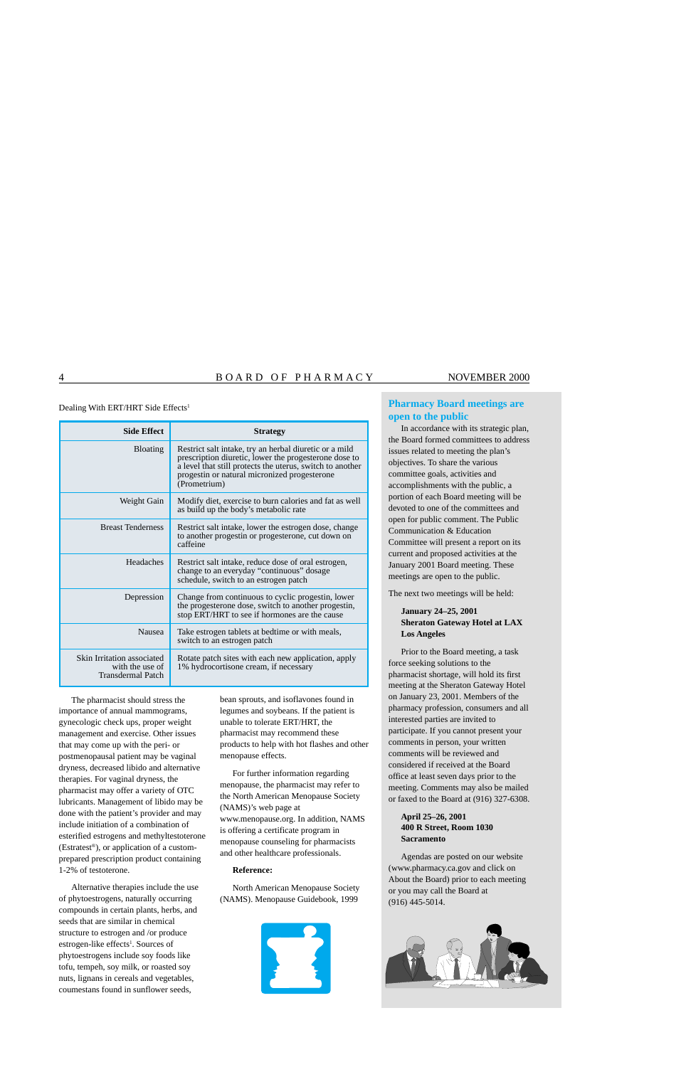Dealing With ERT/HRT Side Effects[1]

| Side Effect | Strategy |
|---|---|
| Bloating | Restrict salt intake, try an herbal diuretic or a mild prescription diuretic, lower the progesterone dose to a level that still protects the uterus, switch to another progestin or natural micronized progesterone (Prometrium) |
| Weight Gain | Modify diet, exercise to burn calories and fat as well as build up the body's metabolic rate |
| Breast Tenderness | Restrict salt intake, lower the estrogen dose, change to another progestin or progesterone, cut down on caffeine |
| Headaches | Restrict salt intake, reduce dose of oral estrogen, change to an everyday "continuous" dosage schedule, switch to an estrogen patch |
| Depression | Change from continuous to cyclic progestin, lower the progesterone dose, switch to another progestin, stop ERT/HRT to see if hormones are the cause |
| Nausea | Take estrogen tablets at bedtime or with meals, switch to an estrogen patch |
| Skin Irritation associated with the use of Transdermal Patch | Rotate patch sites with each new application, apply 1% hydrocortisone cream, if necessary |

The pharmacist should stress the importance of annual mammograms, gynecologic check ups, proper weight management and exercise. Other issues that may come up with the peri- or postmenopausal patient may be vaginal dryness, decreased libido and alternative therapies. For vaginal dryness, the pharmacist may offer a variety of OTC lubricants. Management of libido may be done with the patient's provider and may include initiation of a combination of esterified estrogens and methyltestoterone (Estratest®), or application of a custom-prepared prescription product containing 1-2% of testoterone.

Alternative therapies include the use of phytoestrogens, naturally occurring compounds in certain plants, herbs, and seeds that are similar in chemical structure to estrogen and /or produce estrogen-like effects[1]. Sources of phytoestrogens include soy foods like tofu, tempeh, soy milk, or roasted soy nuts, lignans in cereals and vegetables, coumestans found in sunflower seeds, bean sprouts, and isoflavones found in legumes and soybeans. If the patient is unable to tolerate ERT/HRT, the pharmacist may recommend these products to help with hot flashes and other menopause effects.

For further information regarding menopause, the pharmacist may refer to the North American Menopause Society (NAMS)'s web page at www.menopause.org. In addition, NAMS is offering a certificate program in menopause counseling for pharmacists and other healthcare professionals.

**Reference:**

North American Menopause Society (NAMS). Menopause Guidebook, 1999

## Pharmacy Board meetings are open to the public

In accordance with its strategic plan, the Board formed committees to address issues related to meeting the plan's objectives. To share the various committee goals, activities and accomplishments with the public, a portion of each Board meeting will be devoted to one of the committees and open for public comment. The Public Communication & Education Committee will present a report on its current and proposed activities at the January 2001 Board meeting. These meetings are open to the public.

The next two meetings will be held:

**January 24–25, 2001**
**Sheraton Gateway Hotel at LAX**
**Los Angeles**

Prior to the Board meeting, a task force seeking solutions to the pharmacist shortage, will hold its first meeting at the Sheraton Gateway Hotel on January 23, 2001. Members of the pharmacy profession, consumers and all interested parties are invited to participate. If you cannot present your comments in person, your written comments will be reviewed and considered if received at the Board office at least seven days prior to the meeting. Comments may also be mailed or faxed to the Board at (916) 327-6308.

**April 25–26, 2001**
**400 R Street, Room 1030**
**Sacramento**

Agendas are posted on our website (www.pharmacy.ca.gov and click on About the Board) prior to each meeting or you may call the Board at (916) 445-5014.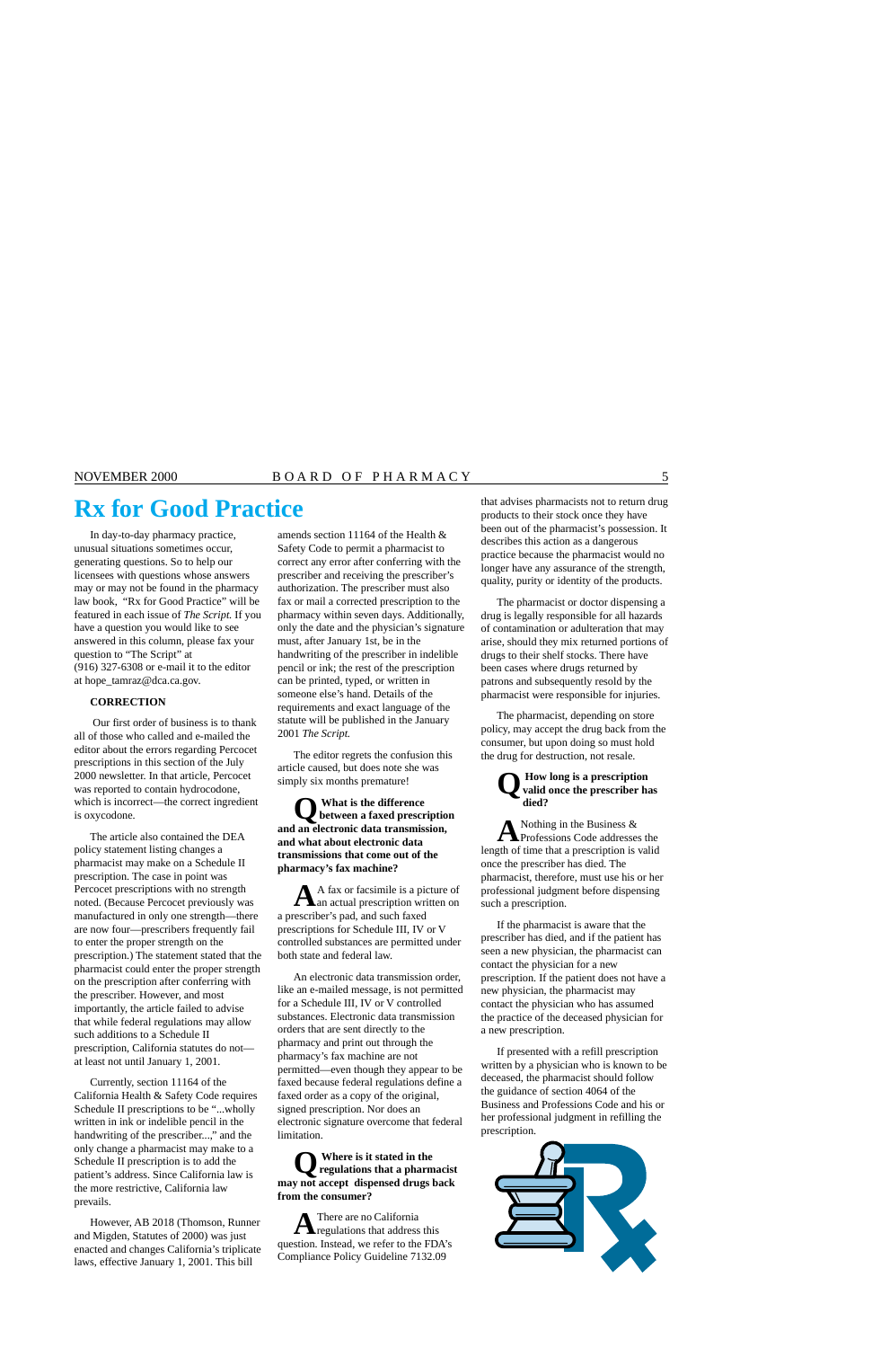# Rx for Good Practice

In day-to-day pharmacy practice, unusual situations sometimes occur, generating questions. So to help our licensees with questions whose answers may or may not be found in the pharmacy law book, "Rx for Good Practice" will be featured in each issue of *The Script*. If you have a question you would like to see answered in this column, please fax your question to "The Script" at (916) 327-6308 or e-mail it to the editor at hope_tamraz@dca.ca.gov.

### CORRECTION

Our first order of business is to thank all of those who called and e-mailed the editor about the errors regarding Percocet prescriptions in this section of the July 2000 newsletter. In that article, Percocet was reported to contain hydrocodone, which is incorrect—the correct ingredient is oxycodone.

The article also contained the DEA policy statement listing changes a pharmacist may make on a Schedule II prescription. The case in point was Percocet prescriptions with no strength noted. (Because Percocet previously was manufactured in only one strength—there are now four—prescribers frequently fail to enter the proper strength on the prescription.) The statement stated that the pharmacist could enter the proper strength on the prescription after conferring with the prescriber. However, and most importantly, the article failed to advise that while federal regulations may allow such additions to a Schedule II prescription, California statutes do not—at least not until January 1, 2001.

Currently, section 11164 of the California Health & Safety Code requires Schedule II prescriptions to be "...wholly written in ink or indelible pencil in the handwriting of the prescriber...," and the only change a pharmacist may make to a Schedule II prescription is to add the patient's address. Since California law is the more restrictive, California law prevails.

However, AB 2018 (Thomson, Runner and Migden, Statutes of 2000) was just enacted and changes California's triplicate laws, effective January 1, 2001. This bill amends section 11164 of the Health & Safety Code to permit a pharmacist to correct any error after conferring with the prescriber and receiving the prescriber's authorization. The prescriber must also fax or mail a corrected prescription to the pharmacy within seven days. Additionally, only the date and the physician's signature must, after January 1st, be in the handwriting of the prescriber in indelible pencil or ink; the rest of the prescription can be printed, typed, or written in someone else's hand. Details of the requirements and exact language of the statute will be published in the January 2001 *The Script.*

The editor regrets the confusion this article caused, but does note she was simply six months premature!

**Q What is the difference between a faxed prescription and an electronic data transmission, and what about electronic data transmissions that come out of the pharmacy's fax machine?**

**A** A fax or facsimile is a picture of an actual prescription written on a prescriber's pad, and such faxed prescriptions for Schedule III, IV or V controlled substances are permitted under both state and federal law.

An electronic data transmission order, like an e-mailed message, is not permitted for a Schedule III, IV or V controlled substances. Electronic data transmission orders that are sent directly to the pharmacy and print out through the pharmacy's fax machine are not permitted—even though they appear to be faxed because federal regulations define a faxed order as a copy of the original, signed prescription. Nor does an electronic signature overcome that federal limitation.

**Q Where is it stated in the regulations that a pharmacist may not accept dispensed drugs back from the consumer?**

**A** There are no California regulations that address this question. Instead, we refer to the FDA's Compliance Policy Guideline 7132.09 that advises pharmacists not to return drug products to their stock once they have been out of the pharmacist's possession. It describes this action as a dangerous practice because the pharmacist would no longer have any assurance of the strength, quality, purity or identity of the products.

The pharmacist or doctor dispensing a drug is legally responsible for all hazards of contamination or adulteration that may arise, should they mix returned portions of drugs to their shelf stocks. There have been cases where drugs returned by patrons and subsequently resold by the pharmacist were responsible for injuries.

The pharmacist, depending on store policy, may accept the drug back from the consumer, but upon doing so must hold the drug for destruction, not resale.

**Q How long is a prescription valid once the prescriber has died?**

**A** Nothing in the Business & Professions Code addresses the length of time that a prescription is valid once the prescriber has died. The pharmacist, therefore, must use his or her professional judgment before dispensing such a prescription.

If the pharmacist is aware that the prescriber has died, and if the patient has seen a new physician, the pharmacist can contact the physician for a new prescription. If the patient does not have a new physician, the pharmacist may contact the physician who has assumed the practice of the deceased physician for a new prescription.

If presented with a refill prescription written by a physician who is known to be deceased, the pharmacist should follow the guidance of section 4064 of the Business and Professions Code and his or her professional judgment in refilling the prescription.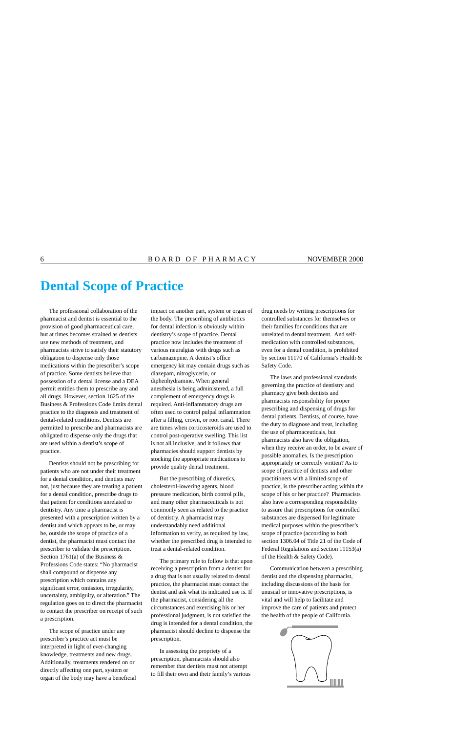# Dental Scope of Practice

The professional collaboration of the pharmacist and dentist is essential to the provision of good pharmaceutical care, but at times becomes strained as dentists use new methods of treatment, and pharmacists strive to satisfy their statutory obligation to dispense only those medications within the prescriber's scope of practice. Some dentists believe that possession of a dental license and a DEA permit entitles them to prescribe any and all drugs. However, section 1625 of the Business & Professions Code limits dental practice to the diagnosis and treatment of dental-related conditions. Dentists are permitted to prescribe and pharmacists are obligated to dispense only the drugs that are used within a dentist's scope of practice.

Dentists should not be prescribing for patients who are not under their treatment for a dental condition, and dentists may not, just because they are treating a patient for a dental condition, prescribe drugs to that patient for conditions unrelated to dentistry. Any time a pharmacist is presented with a prescription written by a dentist and which appears to be, or may be, outside the scope of practice of a dentist, the pharmacist must contact the prescriber to validate the prescription. Section 1761(a) of the Business & Professions Code states: "No pharmacist shall compound or dispense any prescription which contains any significant error, omission, irregularity, uncertainty, ambiguity, or alteration." The regulation goes on to direct the pharmacist to contact the prescriber on receipt of such a prescription.

The scope of practice under any prescriber's practice act must be interpreted in light of ever-changing knowledge, treatments and new drugs. Additionally, treatments rendered on or directly affecting one part, system or organ of the body may have a beneficial impact on another part, system or organ of the body. The prescribing of antibiotics for dental infection is obviously within dentistry's scope of practice. Dental practice now includes the treatment of various neuralgias with drugs such as carbamazepine. A dentist's office emergency kit may contain drugs such as diazepam, nitroglycerin, or diphenhydramine. When general anesthesia is being administered, a full complement of emergency drugs is required. Anti-inflammatory drugs are often used to control pulpal inflammation after a filling, crown, or root canal. There are times when corticosteroids are used to control post-operative swelling. This list is not all inclusive, and it follows that pharmacies should support dentists by stocking the appropriate medications to provide quality dental treatment.

But the prescribing of diuretics, cholesterol-lowering agents, blood pressure medication, birth control pills, and many other pharmaceuticals is not commonly seen as related to the practice of dentistry. A pharmacist may understandably need additional information to verify, as required by law, whether the prescribed drug is intended to treat a dental-related condition.

The primary rule to follow is that upon receiving a prescription from a dentist for a drug that is not usually related to dental practice, the pharmacist must contact the dentist and ask what its indicated use is. If the pharmacist, considering all the circumstances and exercising his or her professional judgment, is not satisfied the drug is intended for a dental condition, the pharmacist should decline to dispense the prescription.

In assessing the propriety of a prescription, pharmacists should also remember that dentists must not attempt to fill their own and their family's various drug needs by writing prescriptions for controlled substances for themselves or their families for conditions that are unrelated to dental treatment. And self-medication with controlled substances, even for a dental condition, is prohibited by section 11170 of California's Health & Safety Code.

The laws and professional standards governing the practice of dentistry and pharmacy give both dentists and pharmacists responsibility for proper prescribing and dispensing of drugs for dental patients. Dentists, of course, have the duty to diagnose and treat, including the use of pharmaceuticals, but pharmacists also have the obligation, when they receive an order, to be aware of possible anomalies. Is the prescription appropriately or correctly written? As to scope of practice of dentists and other practitioners with a limited scope of practice, is the prescriber acting within the scope of his or her practice? Pharmacists also have a corresponding responsibility to assure that prescriptions for controlled substances are dispensed for legitimate medical purposes within the prescriber's scope of practice (according to both section 1306.04 of Title 21 of the Code of Federal Regulations and section 11153(a) of the Health & Safety Code).

Communication between a prescribing dentist and the dispensing pharmacist, including discussions of the basis for unusual or innovative prescriptions, is vital and will help to facilitate and improve the care of patients and protect the health of the people of California.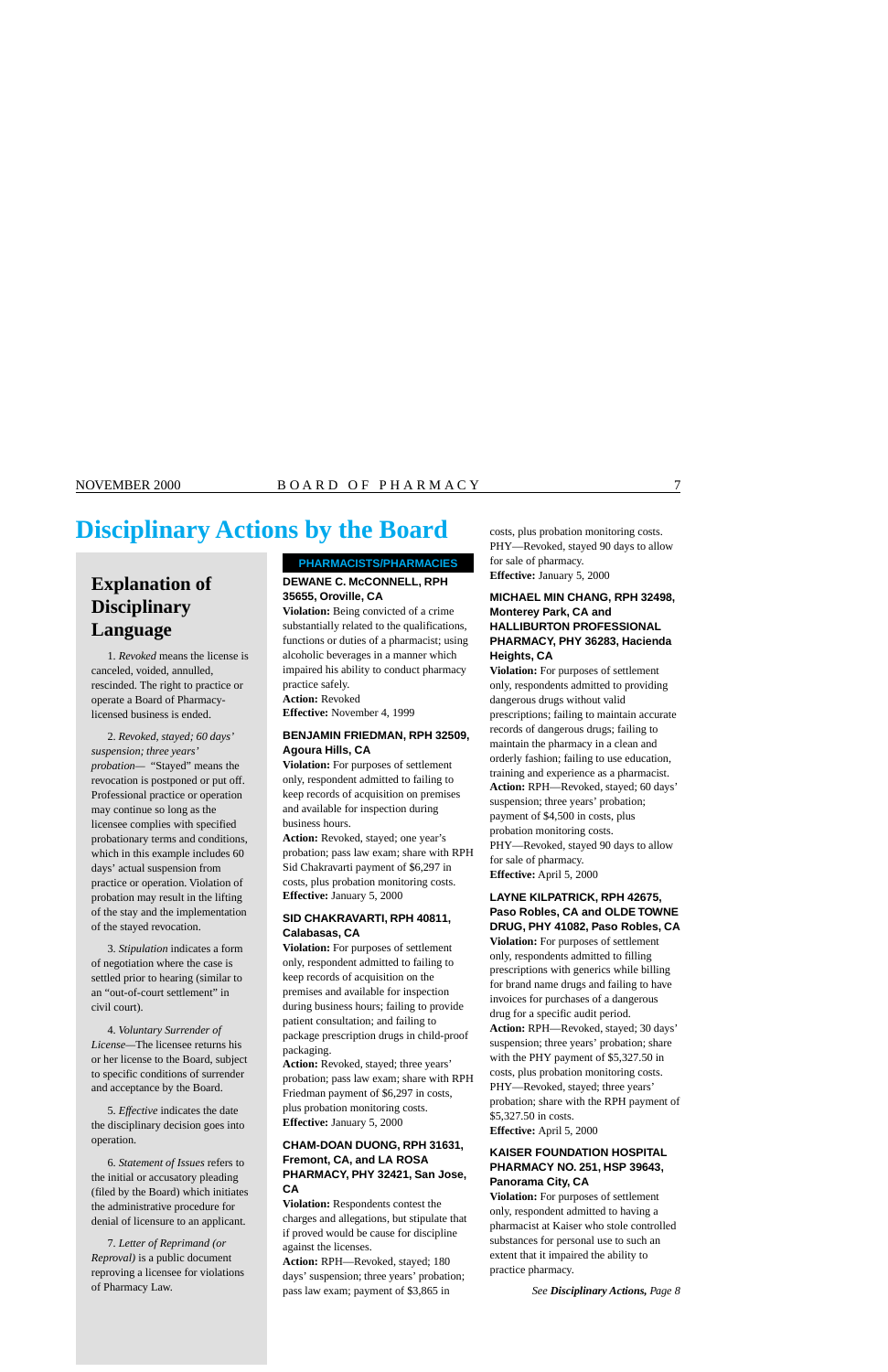# Disciplinary Actions by the Board

## Explanation of Disciplinary Language

1. *Revoked* means the license is canceled, voided, annulled, rescinded. The right to practice or operate a Board of Pharmacy-licensed business is ended.

2. *Revoked, stayed; 60 days' suspension; three years' probation*— "Stayed" means the revocation is postponed or put off. Professional practice or operation may continue so long as the licensee complies with specified probationary terms and conditions, which in this example includes 60 days' actual suspension from practice or operation. Violation of probation may result in the lifting of the stay and the implementation of the stayed revocation.

3. *Stipulation* indicates a form of negotiation where the case is settled prior to hearing (similar to an "out-of-court settlement" in civil court).

4. *Voluntary Surrender of License*—The licensee returns his or her license to the Board, subject to specific conditions of surrender and acceptance by the Board.

5. *Effective* indicates the date the disciplinary decision goes into operation.

6. *Statement of Issues* refers to the initial or accusatory pleading (filed by the Board) which initiates the administrative procedure for denial of licensure to an applicant.

7. *Letter of Reprimand (or Reproval)* is a public document reproving a licensee for violations of Pharmacy Law.

## PHARMACISTS/PHARMACIES

### DEWANE C. McCONNELL, RPH 35655, Oroville, CA

**Violation:** Being convicted of a crime substantially related to the qualifications, functions or duties of a pharmacist; using alcoholic beverages in a manner which impaired his ability to conduct pharmacy practice safely.
**Action:** Revoked
**Effective:** November 4, 1999

### BENJAMIN FRIEDMAN, RPH 32509, Agoura Hills, CA

**Violation:** For purposes of settlement only, respondent admitted to failing to keep records of acquisition on premises and available for inspection during business hours.
**Action:** Revoked, stayed; one year's probation; pass law exam; share with RPH Sid Chakravarti payment of $6,297 in costs, plus probation monitoring costs.
**Effective:** January 5, 2000

### SID CHAKRAVARTI, RPH 40811, Calabasas, CA

**Violation:** For purposes of settlement only, respondent admitted to failing to keep records of acquisition on the premises and available for inspection during business hours; failing to provide patient consultation; and failing to package prescription drugs in child-proof packaging.
**Action:** Revoked, stayed; three years' probation; pass law exam; share with RPH Friedman payment of $6,297 in costs, plus probation monitoring costs.
**Effective:** January 5, 2000

### CHAM-DOAN DUONG, RPH 31631, Fremont, CA, and LA ROSA PHARMACY, PHY 32421, San Jose, CA

**Violation:** Respondents contest the charges and allegations, but stipulate that if proved would be cause for discipline against the licenses.
**Action:** RPH—Revoked, stayed; 180 days' suspension; three years' probation; pass law exam; payment of $3,865 in costs, plus probation monitoring costs.
PHY—Revoked, stayed 90 days to allow for sale of pharmacy.
**Effective:** January 5, 2000

### MICHAEL MIN CHANG, RPH 32498, Monterey Park, CA and HALLIBURTON PROFESSIONAL PHARMACY, PHY 36283, Hacienda Heights, CA

**Violation:** For purposes of settlement only, respondents admitted to providing dangerous drugs without valid prescriptions; failing to maintain accurate records of dangerous drugs; failing to maintain the pharmacy in a clean and orderly fashion; failing to use education, training and experience as a pharmacist.
**Action:** RPH—Revoked, stayed; 60 days' suspension; three years' probation; payment of $4,500 in costs, plus probation monitoring costs.
PHY—Revoked, stayed 90 days to allow for sale of pharmacy.
**Effective:** April 5, 2000

### LAYNE KILPATRICK, RPH 42675, Paso Robles, CA and OLDE TOWNE DRUG, PHY 41082, Paso Robles, CA

**Violation:** For purposes of settlement only, respondents admitted to filling prescriptions with generics while billing for brand name drugs and failing to have invoices for purchases of a dangerous drug for a specific audit period.
**Action:** RPH—Revoked, stayed; 30 days' suspension; three years' probation; share with the PHY payment of $5,327.50 in costs, plus probation monitoring costs.
PHY—Revoked, stayed; three years' probation; share with the RPH payment of $5,327.50 in costs.
**Effective:** April 5, 2000

### KAISER FOUNDATION HOSPITAL PHARMACY NO. 251, HSP 39643, Panorama City, CA

**Violation:** For purposes of settlement only, respondent admitted to having a pharmacist at Kaiser who stole controlled substances for personal use to such an extent that it impaired the ability to practice pharmacy.

*See **Disciplinary Actions,** Page 8*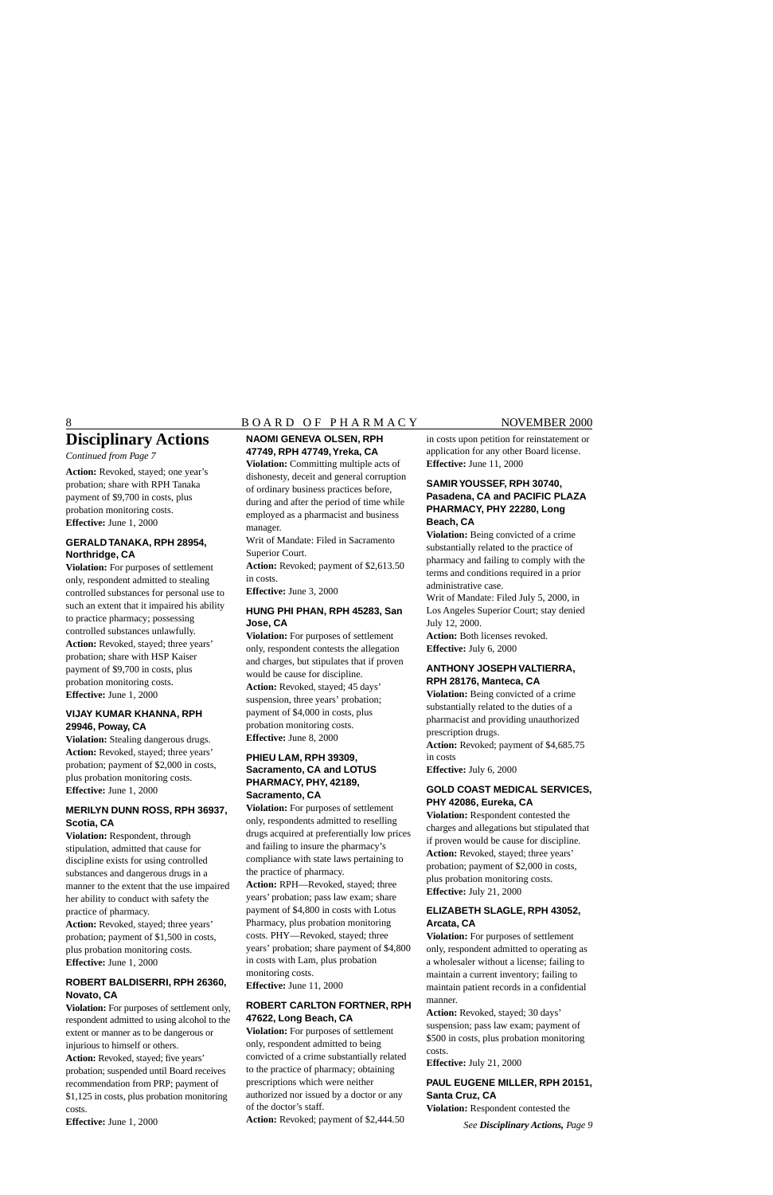# Disciplinary Actions

*Continued from Page 7*

**Action:** Revoked, stayed; one year's probation; share with RPH Tanaka payment of $9,700 in costs, plus probation monitoring costs.
**Effective:** June 1, 2000

### GERALD TANAKA, RPH 28954, Northridge, CA

**Violation:** For purposes of settlement only, respondent admitted to stealing controlled substances for personal use to such an extent that it impaired his ability to practice pharmacy; possessing controlled substances unlawfully.
**Action:** Revoked, stayed; three years' probation; share with HSP Kaiser payment of $9,700 in costs, plus probation monitoring costs.
**Effective:** June 1, 2000

### VIJAY KUMAR KHANNA, RPH 29946, Poway, CA

**Violation:** Stealing dangerous drugs.
**Action:** Revoked, stayed; three years' probation; payment of $2,000 in costs, plus probation monitoring costs.
**Effective:** June 1, 2000

### MERILYN DUNN ROSS, RPH 36937, Scotia, CA

**Violation:** Respondent, through stipulation, admitted that cause for discipline exists for using controlled substances and dangerous drugs in a manner to the extent that the use impaired her ability to conduct with safety the practice of pharmacy.
**Action:** Revoked, stayed; three years' probation; payment of $1,500 in costs, plus probation monitoring costs.
**Effective:** June 1, 2000

### ROBERT BALDISERRI, RPH 26360, Novato, CA

**Violation:** For purposes of settlement only, respondent admitted to using alcohol to the extent or manner as to be dangerous or injurious to himself or others.
**Action:** Revoked, stayed; five years' probation; suspended until Board receives recommendation from PRP; payment of $1,125 in costs, plus probation monitoring costs.
**Effective:** June 1, 2000

### NAOMI GENEVA OLSEN, RPH 47749, RPH 47749, Yreka, CA

**Violation:** Committing multiple acts of dishonesty, deceit and general corruption of ordinary business practices before, during and after the period of time while employed as a pharmacist and business manager.
Writ of Mandate: Filed in Sacramento Superior Court.
**Action:** Revoked; payment of $2,613.50 in costs.
**Effective:** June 3, 2000

### HUNG PHI PHAN, RPH 45283, San Jose, CA

**Violation:** For purposes of settlement only, respondent contests the allegation and charges, but stipulates that if proven would be cause for discipline.
**Action:** Revoked, stayed; 45 days' suspension, three years' probation; payment of $4,000 in costs, plus probation monitoring costs.
**Effective:** June 8, 2000

### PHIEU LAM, RPH 39309, Sacramento, CA and LOTUS PHARMACY, PHY, 42189, Sacramento, CA

**Violation:** For purposes of settlement only, respondents admitted to reselling drugs acquired at preferentially low prices and failing to insure the pharmacy's compliance with state laws pertaining to the practice of pharmacy.
**Action:** RPH—Revoked, stayed; three years' probation; pass law exam; share payment of $4,800 in costs with Lotus Pharmacy, plus probation monitoring costs. PHY—Revoked, stayed; three years' probation; share payment of $4,800 in costs with Lam, plus probation monitoring costs.
**Effective:** June 11, 2000

### ROBERT CARLTON FORTNER, RPH 47622, Long Beach, CA

**Violation:** For purposes of settlement only, respondent admitted to being convicted of a crime substantially related to the practice of pharmacy; obtaining prescriptions which were neither authorized nor issued by a doctor or any of the doctor's staff.
**Action:** Revoked; payment of $2,444.50 in costs upon petition for reinstatement or application for any other Board license.
**Effective:** June 11, 2000

### SAMIR YOUSSEF, RPH 30740, Pasadena, CA and PACIFIC PLAZA PHARMACY, PHY 22280, Long Beach, CA

**Violation:** Being convicted of a crime substantially related to the practice of pharmacy and failing to comply with the terms and conditions required in a prior administrative case.
Writ of Mandate: Filed July 5, 2000, in Los Angeles Superior Court; stay denied July 12, 2000.
**Action:** Both licenses revoked.
**Effective:** July 6, 2000

### ANTHONY JOSEPH VALTIERRA, RPH 28176, Manteca, CA

**Violation:** Being convicted of a crime substantially related to the duties of a pharmacist and providing unauthorized prescription drugs.
**Action:** Revoked; payment of $4,685.75 in costs
**Effective:** July 6, 2000

### GOLD COAST MEDICAL SERVICES, PHY 42086, Eureka, CA

**Violation:** Respondent contested the charges and allegations but stipulated that if proven would be cause for discipline.
**Action:** Revoked, stayed; three years' probation; payment of $2,000 in costs, plus probation monitoring costs.
**Effective:** July 21, 2000

### ELIZABETH SLAGLE, RPH 43052, Arcata, CA

**Violation:** For purposes of settlement only, respondent admitted to operating as a wholesaler without a license; failing to maintain a current inventory; failing to maintain patient records in a confidential manner.
**Action:** Revoked, stayed; 30 days' suspension; pass law exam; payment of $500 in costs, plus probation monitoring costs.
**Effective:** July 21, 2000

### PAUL EUGENE MILLER, RPH 20151, Santa Cruz, CA

**Violation:** Respondent contested the

*See **Disciplinary Actions,** Page 9*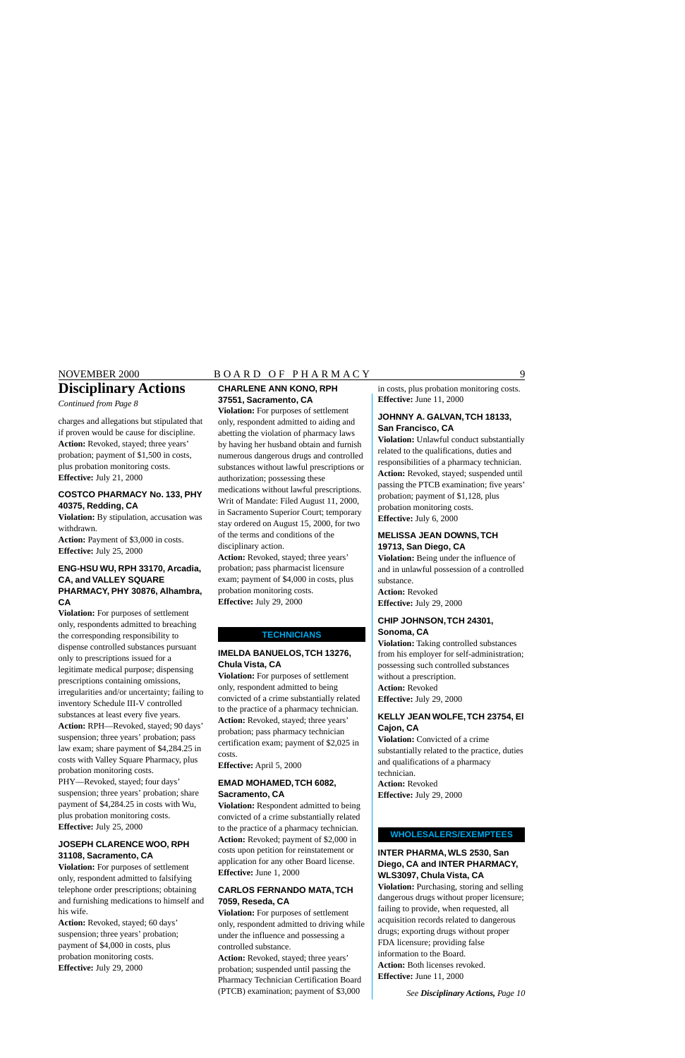# Disciplinary Actions

*Continued from Page 8*

charges and allegations but stipulated that if proven would be cause for discipline.
**Action:** Revoked, stayed; three years' probation; payment of $1,500 in costs, plus probation monitoring costs.
**Effective:** July 21, 2000

### COSTCO PHARMACY No. 133, PHY 40375, Redding, CA

**Violation:** By stipulation, accusation was withdrawn.
**Action:** Payment of $3,000 in costs.
**Effective:** July 25, 2000

### ENG-HSU WU, RPH 33170, Arcadia, CA, and VALLEY SQUARE PHARMACY, PHY 30876, Alhambra, CA

**Violation:** For purposes of settlement only, respondents admitted to breaching the corresponding responsibility to dispense controlled substances pursuant only to prescriptions issued for a legitimate medical purpose; dispensing prescriptions containing omissions, irregularities and/or uncertainty; failing to inventory Schedule III-V controlled substances at least every five years.
**Action:** RPH—Revoked, stayed; 90 days' suspension; three years' probation; pass law exam; share payment of $4,284.25 in costs with Valley Square Pharmacy, plus probation monitoring costs.
PHY—Revoked, stayed; four days' suspension; three years' probation; share payment of $4,284.25 in costs with Wu, plus probation monitoring costs.
**Effective:** July 25, 2000

### JOSEPH CLARENCE WOO, RPH 31108, Sacramento, CA

**Violation:** For purposes of settlement only, respondent admitted to falsifying telephone order prescriptions; obtaining and furnishing medications to himself and his wife.
**Action:** Revoked, stayed; 60 days' suspension; three years' probation; payment of $4,000 in costs, plus probation monitoring costs.
**Effective:** July 29, 2000

### CHARLENE ANN KONO, RPH 37551, Sacramento, CA

**Violation:** For purposes of settlement only, respondent admitted to aiding and abetting the violation of pharmacy laws by having her husband obtain and furnish numerous dangerous drugs and controlled substances without lawful prescriptions or authorization; possessing these medications without lawful prescriptions. Writ of Mandate: Filed August 11, 2000, in Sacramento Superior Court; temporary stay ordered on August 15, 2000, for two of the terms and conditions of the disciplinary action.
**Action:** Revoked, stayed; three years' probation; pass pharmacist licensure exam; payment of $4,000 in costs, plus probation monitoring costs.
**Effective:** July 29, 2000

## TECHNICIANS

### IMELDA BANUELOS, TCH 13276, Chula Vista, CA

**Violation:** For purposes of settlement only, respondent admitted to being convicted of a crime substantially related to the practice of a pharmacy technician.
**Action:** Revoked, stayed; three years' probation; pass pharmacy technician certification exam; payment of $2,025 in costs.
**Effective:** April 5, 2000

### EMAD MOHAMED, TCH 6082, Sacramento, CA

**Violation:** Respondent admitted to being convicted of a crime substantially related to the practice of a pharmacy technician.
**Action:** Revoked; payment of $2,000 in costs upon petition for reinstatement or application for any other Board license.
**Effective:** June 1, 2000

### CARLOS FERNANDO MATA, TCH 7059, Reseda, CA

**Violation:** For purposes of settlement only, respondent admitted to driving while under the influence and possessing a controlled substance.
**Action:** Revoked, stayed; three years' probation; suspended until passing the Pharmacy Technician Certification Board (PTCB) examination; payment of $3,000 in costs, plus probation monitoring costs.
**Effective:** June 11, 2000

### JOHNNY A. GALVAN, TCH 18133, San Francisco, CA

**Violation:** Unlawful conduct substantially related to the qualifications, duties and responsibilities of a pharmacy technician.
**Action:** Revoked, stayed; suspended until passing the PTCB examination; five years' probation; payment of $1,128, plus probation monitoring costs.
**Effective:** July 6, 2000

### MELISSA JEAN DOWNS, TCH 19713, San Diego, CA

**Violation:** Being under the influence of and in unlawful possession of a controlled substance.
**Action:** Revoked
**Effective:** July 29, 2000

### CHIP JOHNSON, TCH 24301, Sonoma, CA

**Violation:** Taking controlled substances from his employer for self-administration; possessing such controlled substances without a prescription.
**Action:** Revoked
**Effective:** July 29, 2000

### KELLY JEAN WOLFE, TCH 23754, El Cajon, CA

**Violation:** Convicted of a crime substantially related to the practice, duties and qualifications of a pharmacy technician.
**Action:** Revoked
**Effective:** July 29, 2000

## WHOLESALERS/EXEMPTEES

### INTER PHARMA, WLS 2530, San Diego, CA and INTER PHARMACY, WLS3097, Chula Vista, CA

**Violation:** Purchasing, storing and selling dangerous drugs without proper licensure; failing to provide, when requested, all acquisition records related to dangerous drugs; exporting drugs without proper FDA licensure; providing false information to the Board.
**Action:** Both licenses revoked.
**Effective:** June 11, 2000

*See **Disciplinary Actions,** Page 10*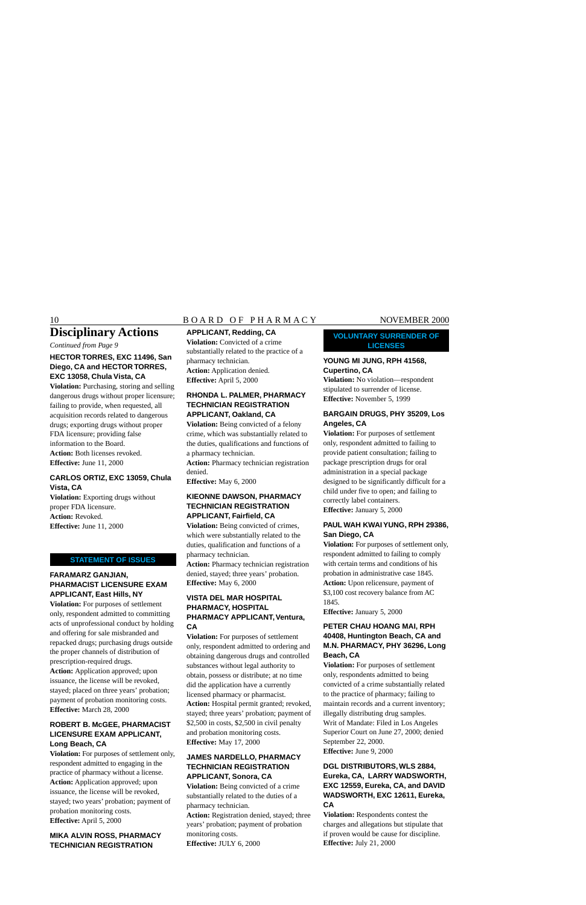# Disciplinary Actions

*Continued from Page 9*

### HECTOR TORRES, EXC 11496, San Diego, CA and HECTOR TORRES, EXC 13058, Chula Vista, CA

**Violation:** Purchasing, storing and selling dangerous drugs without proper licensure; failing to provide, when requested, all acquisition records related to dangerous drugs; exporting drugs without proper FDA licensure; providing false information to the Board.
**Action:** Both licenses revoked.
**Effective:** June 11, 2000

### CARLOS ORTIZ, EXC 13059, Chula Vista, CA

**Violation:** Exporting drugs without proper FDA licensure.
**Action:** Revoked.
**Effective:** June 11, 2000

## STATEMENT OF ISSUES

### FARAMARZ GANJIAN, PHARMACIST LICENSURE EXAM APPLICANT, East Hills, NY

**Violation:** For purposes of settlement only, respondent admitted to committing acts of unprofessional conduct by holding and offering for sale misbranded and repacked drugs; purchasing drugs outside the proper channels of distribution of prescription-required drugs.
**Action:** Application approved; upon issuance, the license will be revoked, stayed; placed on three years' probation; payment of probation monitoring costs.
**Effective:** March 28, 2000

### ROBERT B. McGEE, PHARMACIST LICENSURE EXAM APPLICANT, Long Beach, CA

**Violation:** For purposes of settlement only, respondent admitted to engaging in the practice of pharmacy without a license.
**Action:** Application approved; upon issuance, the license will be revoked, stayed; two years' probation; payment of probation monitoring costs.
**Effective:** April 5, 2000

### MIKA ALVIN ROSS, PHARMACY TECHNICIAN REGISTRATION APPLICANT, Redding, CA

**Violation:** Convicted of a crime substantially related to the practice of a pharmacy technician.
**Action:** Application denied.
**Effective:** April 5, 2000

### RHONDA L. PALMER, PHARMACY TECHNICIAN REGISTRATION APPLICANT, Oakland, CA

**Violation:** Being convicted of a felony crime, which was substantially related to the duties, qualifications and functions of a pharmacy technician.
**Action:** Pharmacy technician registration denied.
**Effective:** May 6, 2000

### KIEONNE DAWSON, PHARMACY TECHNICIAN REGISTRATION APPLICANT, Fairfield, CA

**Violation:** Being convicted of crimes, which were substantially related to the duties, qualification and functions of a pharmacy technician.
**Action:** Pharmacy technician registration denied, stayed; three years' probation.
**Effective:** May 6, 2000

### VISTA DEL MAR HOSPITAL PHARMACY, HOSPITAL PHARMACY APPLICANT, Ventura, CA

**Violation:** For purposes of settlement only, respondent admitted to ordering and obtaining dangerous drugs and controlled substances without legal authority to obtain, possess or distribute; at no time did the application have a currently licensed pharmacy or pharmacist.
**Action:** Hospital permit granted; revoked, stayed; three years' probation; payment of \$2,500 in costs, \$2,500 in civil penalty and probation monitoring costs.
**Effective:** May 17, 2000

### JAMES NARDELLO, PHARMACY TECHNICIAN REGISTRATION APPLICANT, Sonora, CA

**Violation:** Being convicted of a crime substantially related to the duties of a pharmacy technician.
**Action:** Registration denied, stayed; three years' probation; payment of probation monitoring costs.
**Effective:** JULY 6, 2000

## VOLUNTARY SURRENDER OF LICENSES

### YOUNG MI JUNG, RPH 41568, Cupertino, CA

**Violation:** No violation—respondent stipulated to surrender of license.
**Effective:** November 5, 1999

### BARGAIN DRUGS, PHY 35209, Los Angeles, CA

**Violation:** For purposes of settlement only, respondent admitted to failing to provide patient consultation; failing to package prescription drugs for oral administration in a special package designed to be significantly difficult for a child under five to open; and failing to correctly label containers.
**Effective:** January 5, 2000

### PAUL WAH KWAI YUNG, RPH 29386, San Diego, CA

**Violation:** For purposes of settlement only, respondent admitted to failing to comply with certain terms and conditions of his probation in administrative case 1845.
**Action:** Upon relicensure, payment of \$3,100 cost recovery balance from AC 1845.
**Effective:** January 5, 2000

### PETER CHAU HOANG MAI, RPH 40408, Huntington Beach, CA and M.N. PHARMACY, PHY 36296, Long Beach, CA

**Violation:** For purposes of settlement only, respondents admitted to being convicted of a crime substantially related to the practice of pharmacy; failing to maintain records and a current inventory; illegally distributing drug samples.
Writ of Mandate: Filed in Los Angeles Superior Court on June 27, 2000; denied September 22, 2000.
**Effective:** June 9, 2000

### DGL DISTRIBUTORS, WLS 2884, Eureka, CA, LARRY WADSWORTH, EXC 12559, Eureka, CA, and DAVID WADSWORTH, EXC 12611, Eureka, CA

**Violation:** Respondents contest the charges and allegations but stipulate that if proven would be cause for discipline.
**Effective:** July 21, 2000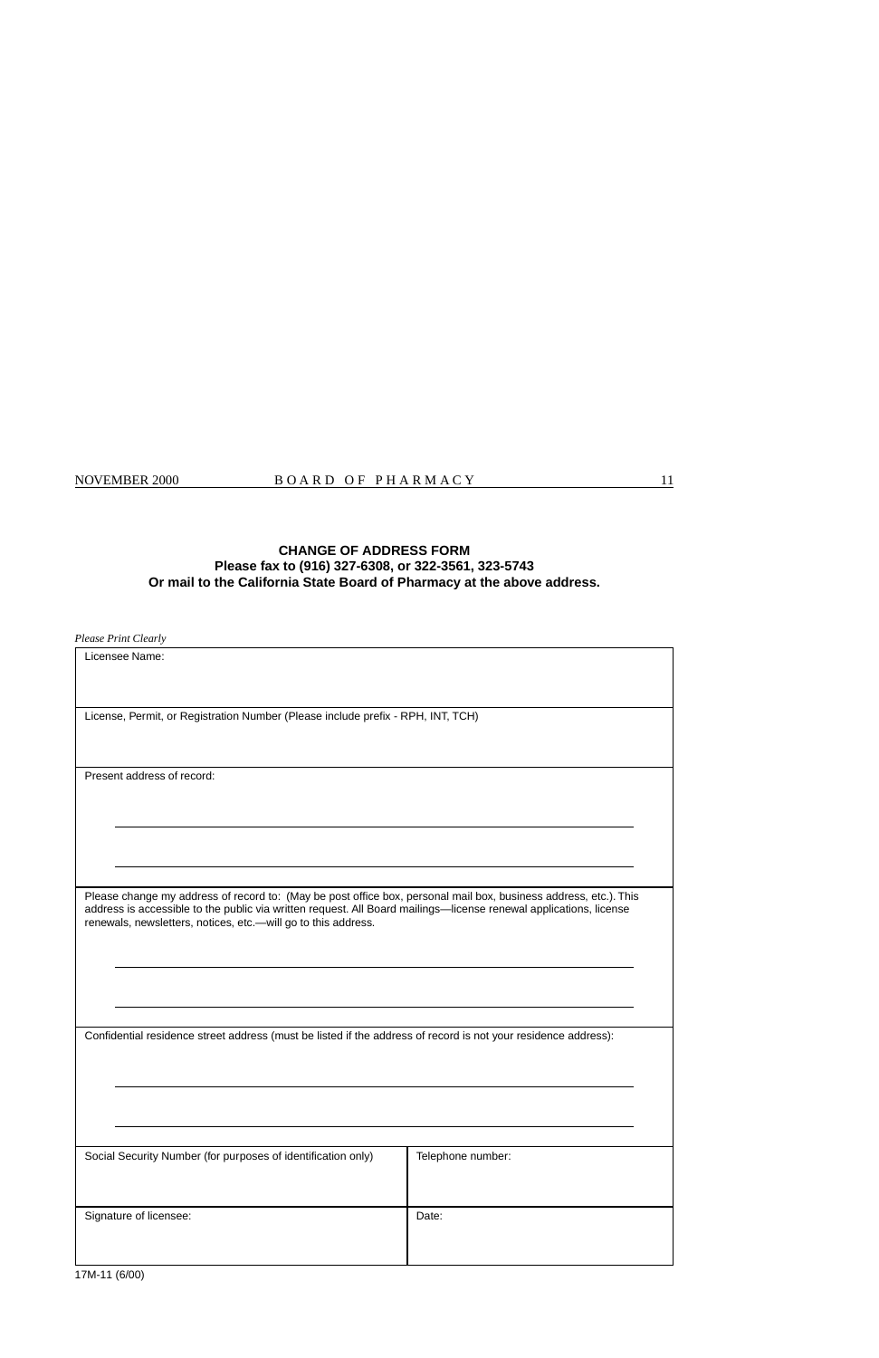**CHANGE OF ADDRESS FORM**
**Please fax to (916) 327-6308, or 322-3561, 323-5743**
**Or mail to the California State Board of Pharmacy at the above address.**

*Please Print Clearly*

| Licensee Name: | |
|---|---|
| License, Permit, or Registration Number (Please include prefix - RPH, INT, TCH) | |
| Present address of record: | |
| Please change my address of record to: (May be post office box, personal mail box, business address, etc.). This address is accessible to the public via written request. All Board mailings—license renewal applications, license renewals, newsletters, notices, etc.—will go to this address. | |
| Confidential residence street address (must be listed if the address of record is not your residence address): | |
| Social Security Number (for purposes of identification only) | Telephone number: |
| Signature of licensee: | Date: |

17M-11 (6/00)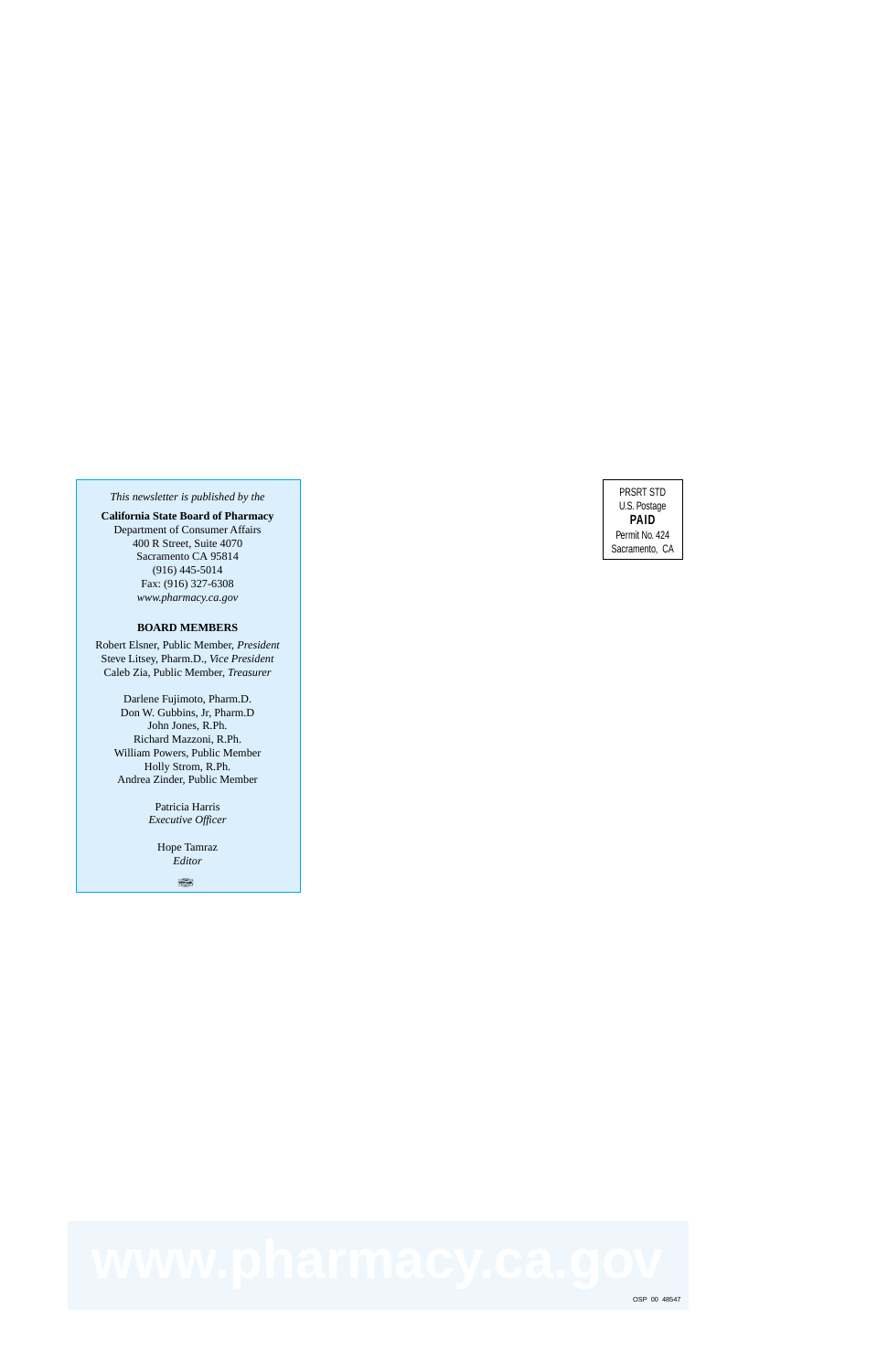*This newsletter is published by the*

**California State Board of Pharmacy**
Department of Consumer Affairs
400 R Street, Suite 4070
Sacramento CA 95814
(916) 445-5014
Fax: (916) 327-6308
*www.pharmacy.ca.gov*

**BOARD MEMBERS**

Robert Elsner, Public Member, *President*
Steve Litsey, Pharm.D., *Vice President*
Caleb Zia, Public Member, *Treasurer*

Darlene Fujimoto, Pharm.D.
Don W. Gubbins, Jr, Pharm.D
John Jones, R.Ph.
Richard Mazzoni, R.Ph.
William Powers, Public Member
Holly Strom, R.Ph.
Andrea Zinder, Public Member

Patricia Harris
*Executive Officer*

Hope Tamraz
*Editor*

PRSRT STD
U.S. Postage
**PAID**
Permit No. 424
Sacramento, CA

www.pharmacy.ca.gov

OSP 00 48547